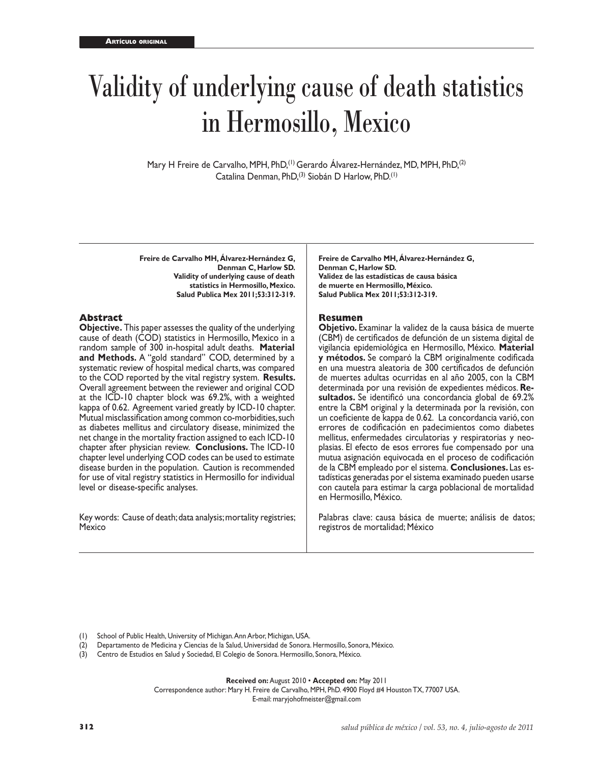Artículo original

# Validity of underlying cause of death statistics in Hermosillo, Mexico

Mary H Freire de Carvalho, MPH, PhD,[1] Gerardo Álvarez-Hernández, MD, MPH, PhD,[2] Catalina Denman, PhD,[3] Siobán D Harlow, PhD.[1]

**Freire de Carvalho MH, Álvarez-Hernández G, Denman C, Harlow SD. Validity of underlying cause of death statistics in Hermosillo, Mexico. Salud Publica Mex 2011;53:312-319.**

## Abstract

**Objective.** This paper assesses the quality of the underlying cause of death (COD) statistics in Hermosillo, Mexico in a random sample of 300 in-hospital adult deaths. **Material and Methods.** A "gold standard" COD, determined by a systematic review of hospital medical charts, was compared to the COD reported by the vital registry system. **Results.** Overall agreement between the reviewer and original COD at the ICD-10 chapter block was 69.2%, with a weighted kappa of 0.62. Agreement varied greatly by ICD-10 chapter. Mutual misclassification among common co-morbidities, such as diabetes mellitus and circulatory disease, minimized the net change in the mortality fraction assigned to each ICD-10 chapter after physician review. **Conclusions.** The ICD-10 chapter level underlying COD codes can be used to estimate disease burden in the population. Caution is recommended for use of vital registry statistics in Hermosillo for individual level or disease-specific analyses.

Key words: Cause of death; data analysis; mortality registries; Mexico

**Freire de Carvalho MH, Álvarez-Hernández G, Denman C, Harlow SD. Validez de las estadísticas de causa básica de muerte en Hermosillo, México. Salud Publica Mex 2011;53:312-319.**

## Resumen

**Objetivo.** Examinar la validez de la causa básica de muerte (CBM) de certificados de defunción de un sistema digital de vigilancia epidemiológica en Hermosillo, México. **Material y métodos.** Se comparó la CBM originalmente codificada en una muestra aleatoria de 300 certificados de defunción de muertes adultas ocurridas en al año 2005, con la CBM determinada por una revisión de expedientes médicos. **Resultados.** Se identificó una concordancia global de 69.2% entre la CBM original y la determinada por la revisión, con un coeficiente de kappa de 0.62. La concordancia varió, con errores de codificación en padecimientos como diabetes mellitus, enfermedades circulatorias y respiratorias y neoplasias. El efecto de esos errores fue compensado por una mutua asignación equivocada en el proceso de codificación de la CBM empleado por el sistema. **Conclusiones.** Las estadísticas generadas por el sistema examinado pueden usarse con cautela para estimar la carga poblacional de mortalidad en Hermosillo, México.

Palabras clave: causa básica de muerte; análisis de datos; registros de mortalidad; México

(1) School of Public Health, University of Michigan. Ann Arbor, Michigan, USA.
(2) Departamento de Medicina y Ciencias de la Salud, Universidad de Sonora. Hermosillo, Sonora, México.
(3) Centro de Estudios en Salud y Sociedad, El Colegio de Sonora. Hermosillo, Sonora, México.

**Received on:** August 2010 • **Accepted on:** May 2011

Correspondence author: Mary H. Freire de Carvalho, MPH, PhD. 4900 Floyd #4 Houston TX, 77007 USA.
E-mail: maryjohofmeister@gmail.com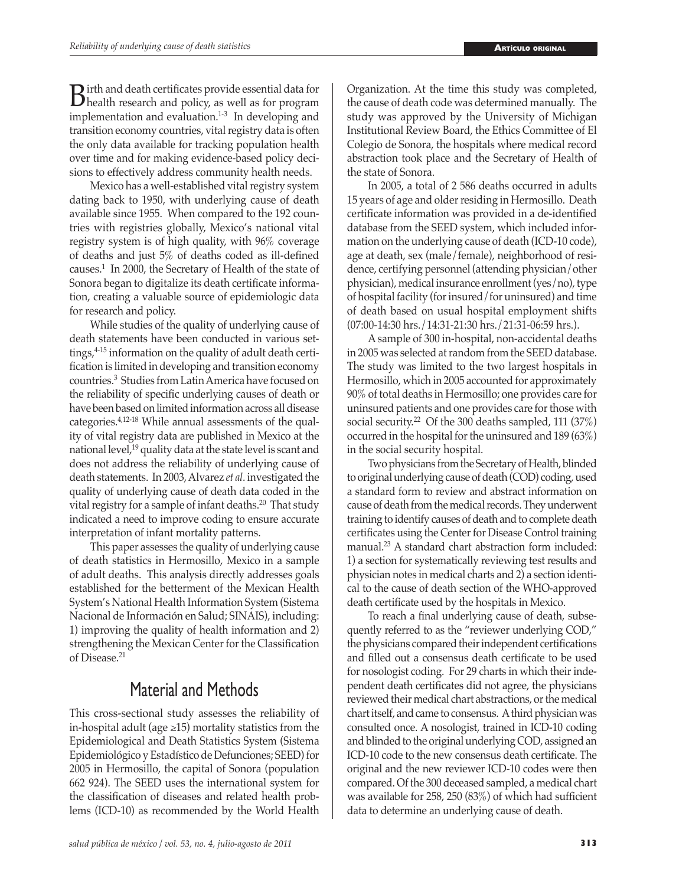Birth and death certificates provide essential data for health research and policy, as well as for program implementation and evaluation.[1-3] In developing and transition economy countries, vital registry data is often the only data available for tracking population health over time and for making evidence-based policy decisions to effectively address community health needs.

Mexico has a well-established vital registry system dating back to 1950, with underlying cause of death available since 1955. When compared to the 192 countries with registries globally, Mexico's national vital registry system is of high quality, with 96% coverage of deaths and just 5% of deaths coded as ill-defined causes.[1] In 2000, the Secretary of Health of the state of Sonora began to digitalize its death certificate information, creating a valuable source of epidemiologic data for research and policy.

While studies of the quality of underlying cause of death statements have been conducted in various settings,[4-15] information on the quality of adult death certification is limited in developing and transition economy countries.[3] Studies from Latin America have focused on the reliability of specific underlying causes of death or have been based on limited information across all disease categories.[4,12-18] While annual assessments of the quality of vital registry data are published in Mexico at the national level,[19] quality data at the state level is scant and does not address the reliability of underlying cause of death statements. In 2003, Alvarez *et al*. investigated the quality of underlying cause of death data coded in the vital registry for a sample of infant deaths.[20] That study indicated a need to improve coding to ensure accurate interpretation of infant mortality patterns.

This paper assesses the quality of underlying cause of death statistics in Hermosillo, Mexico in a sample of adult deaths. This analysis directly addresses goals established for the betterment of the Mexican Health System's National Health Information System (Sistema Nacional de Información en Salud; SINAIS), including: 1) improving the quality of health information and 2) strengthening the Mexican Center for the Classification of Disease.[21]

## Material and Methods

This cross-sectional study assesses the reliability of in-hospital adult (age ≥15) mortality statistics from the Epidemiological and Death Statistics System (Sistema Epidemiológico y Estadístico de Defunciones; SEED) for 2005 in Hermosillo, the capital of Sonora (population 662 924). The SEED uses the international system for the classification of diseases and related health problems (ICD-10) as recommended by the World Health Organization. At the time this study was completed, the cause of death code was determined manually. The study was approved by the University of Michigan Institutional Review Board, the Ethics Committee of El Colegio de Sonora, the hospitals where medical record abstraction took place and the Secretary of Health of the state of Sonora.

In 2005, a total of 2 586 deaths occurred in adults 15 years of age and older residing in Hermosillo. Death certificate information was provided in a de-identified database from the SEED system, which included information on the underlying cause of death (ICD-10 code), age at death, sex (male/female), neighborhood of residence, certifying personnel (attending physician/other physician), medical insurance enrollment (yes/no), type of hospital facility (for insured/for uninsured) and time of death based on usual hospital employment shifts (07:00-14:30 hrs./14:31-21:30 hrs./21:31-06:59 hrs.).

A sample of 300 in-hospital, non-accidental deaths in 2005 was selected at random from the SEED database. The study was limited to the two largest hospitals in Hermosillo, which in 2005 accounted for approximately 90% of total deaths in Hermosillo; one provides care for uninsured patients and one provides care for those with social security.[22] Of the 300 deaths sampled, 111 (37%) occurred in the hospital for the uninsured and 189 (63%) in the social security hospital.

Two physicians from the Secretary of Health, blinded to original underlying cause of death (COD) coding, used a standard form to review and abstract information on cause of death from the medical records. They underwent training to identify causes of death and to complete death certificates using the Center for Disease Control training manual.[23] A standard chart abstraction form included: 1) a section for systematically reviewing test results and physician notes in medical charts and 2) a section identical to the cause of death section of the WHO-approved death certificate used by the hospitals in Mexico.

To reach a final underlying cause of death, subsequently referred to as the "reviewer underlying COD," the physicians compared their independent certifications and filled out a consensus death certificate to be used for nosologist coding. For 29 charts in which their independent death certificates did not agree, the physicians reviewed their medical chart abstractions, or the medical chart itself, and came to consensus. A third physician was consulted once. A nosologist, trained in ICD-10 coding and blinded to the original underlying COD, assigned an ICD-10 code to the new consensus death certificate. The original and the new reviewer ICD-10 codes were then compared. Of the 300 deceased sampled, a medical chart was available for 258, 250 (83%) of which had sufficient data to determine an underlying cause of death.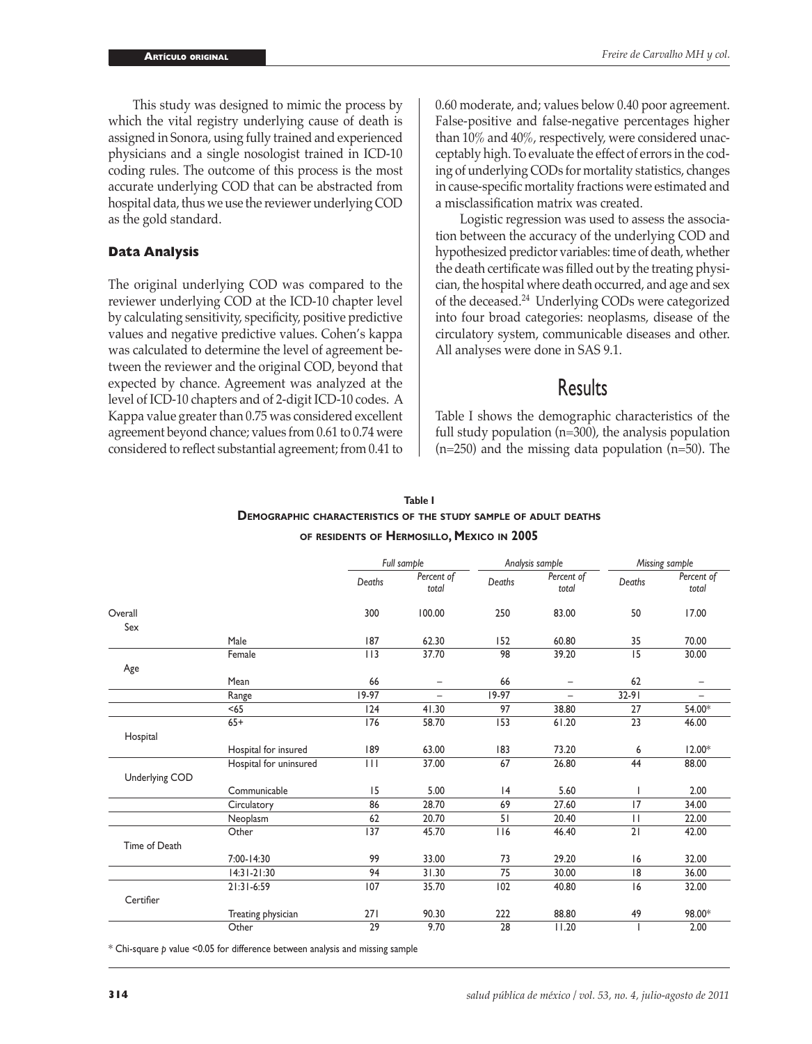This study was designed to mimic the process by which the vital registry underlying cause of death is assigned in Sonora, using fully trained and experienced physicians and a single nosologist trained in ICD-10 coding rules. The outcome of this process is the most accurate underlying COD that can be abstracted from hospital data, thus we use the reviewer underlying COD as the gold standard.

### Data Analysis

The original underlying COD was compared to the reviewer underlying COD at the ICD-10 chapter level by calculating sensitivity, specificity, positive predictive values and negative predictive values. Cohen's kappa was calculated to determine the level of agreement between the reviewer and the original COD, beyond that expected by chance. Agreement was analyzed at the level of ICD-10 chapters and of 2-digit ICD-10 codes. A Kappa value greater than 0.75 was considered excellent agreement beyond chance; values from 0.61 to 0.74 were considered to reflect substantial agreement; from 0.41 to 0.60 moderate, and; values below 0.40 poor agreement. False-positive and false-negative percentages higher than 10% and 40%, respectively, were considered unacceptably high. To evaluate the effect of errors in the coding of underlying CODs for mortality statistics, changes in cause-specific mortality fractions were estimated and a misclassification matrix was created.

Logistic regression was used to assess the association between the accuracy of the underlying COD and hypothesized predictor variables: time of death, whether the death certificate was filled out by the treating physician, the hospital where death occurred, and age and sex of the deceased.[24] Underlying CODs were categorized into four broad categories: neoplasms, disease of the circulatory system, communicable diseases and other. All analyses were done in SAS 9.1.

## Results

Table I shows the demographic characteristics of the full study population (n=300), the analysis population (n=250) and the missing data population (n=50). The

**Table I**
**Demographic characteristics of the study sample of adult deaths of residents of Hermosillo, Mexico in 2005**

| | | *Full sample* | | *Analysis sample* | | *Missing sample* | |
|---|---|---|---|---|---|---|---|
| | | *Deaths* | *Percent of total* | *Deaths* | *Percent of total* | *Deaths* | *Percent of total* |
| Overall | | 300 | 100.00 | 250 | 83.00 | 50 | 17.00 |
| Sex | | | | | | | |
| | Male | 187 | 62.30 | 152 | 60.80 | 35 | 70.00 |
| | Female | 113 | 37.70 | 98 | 39.20 | 15 | 30.00 |
| Age | | | | | | | |
| | Mean | 66 | – | 66 | – | 62 | – |
| | Range | 19-97 | – | 19-97 | – | 32-91 | – |
| | <65 | 124 | 41.30 | 97 | 38.80 | 27 | 54.00* |
| | 65+ | 176 | 58.70 | 153 | 61.20 | 23 | 46.00 |
| Hospital | | | | | | | |
| | Hospital for insured | 189 | 63.00 | 183 | 73.20 | 6 | 12.00* |
| | Hospital for uninsured | 111 | 37.00 | 67 | 26.80 | 44 | 88.00 |
| Underlying COD | | | | | | | |
| | Communicable | 15 | 5.00 | 14 | 5.60 | 1 | 2.00 |
| | Circulatory | 86 | 28.70 | 69 | 27.60 | 17 | 34.00 |
| | Neoplasm | 62 | 20.70 | 51 | 20.40 | 11 | 22.00 |
| | Other | 137 | 45.70 | 116 | 46.40 | 21 | 42.00 |
| Time of Death | | | | | | | |
| | 7:00-14:30 | 99 | 33.00 | 73 | 29.20 | 16 | 32.00 |
| | 14:31-21:30 | 94 | 31.30 | 75 | 30.00 | 18 | 36.00 |
| | 21:31-6:59 | 107 | 35.70 | 102 | 40.80 | 16 | 32.00 |
| Certifier | | | | | | | |
| | Treating physician | 271 | 90.30 | 222 | 88.80 | 49 | 98.00* |
| | Other | 29 | 9.70 | 28 | 11.20 | 1 | 2.00 |

\* Chi-square *p* value <0.05 for difference between analysis and missing sample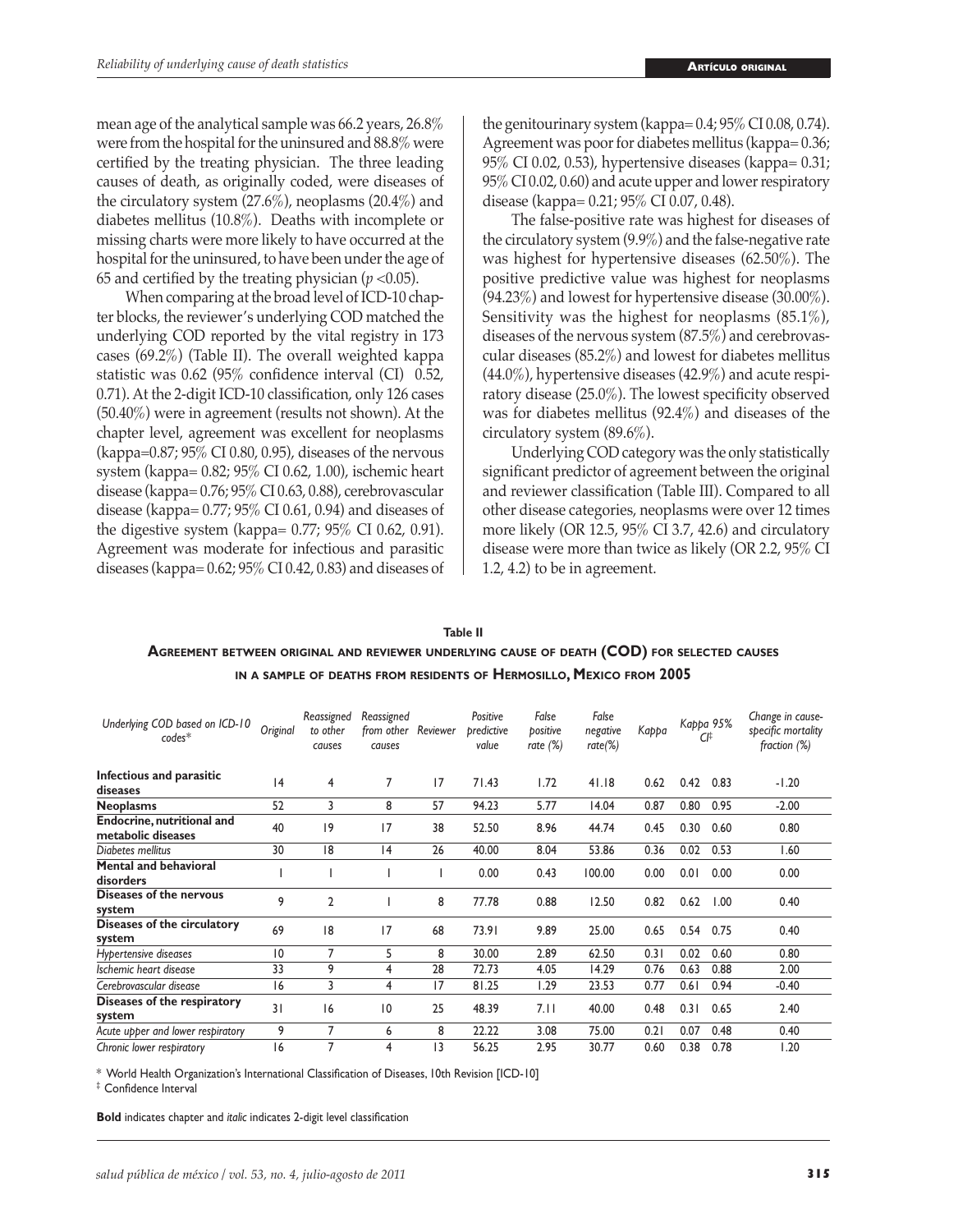mean age of the analytical sample was 66.2 years, 26.8% were from the hospital for the uninsured and 88.8% were certified by the treating physician. The three leading causes of death, as originally coded, were diseases of the circulatory system (27.6%), neoplasms (20.4%) and diabetes mellitus (10.8%). Deaths with incomplete or missing charts were more likely to have occurred at the hospital for the uninsured, to have been under the age of 65 and certified by the treating physician ($p$ <0.05).

When comparing at the broad level of ICD-10 chapter blocks, the reviewer's underlying COD matched the underlying COD reported by the vital registry in 173 cases (69.2%) (Table II). The overall weighted kappa statistic was 0.62 (95% confidence interval (CI) 0.52, 0.71). At the 2-digit ICD-10 classification, only 126 cases (50.40%) were in agreement (results not shown). At the chapter level, agreement was excellent for neoplasms (kappa=0.87; 95% CI 0.80, 0.95), diseases of the nervous system (kappa= 0.82; 95% CI 0.62, 1.00), ischemic heart disease (kappa= 0.76; 95% CI 0.63, 0.88), cerebrovascular disease (kappa= 0.77; 95% CI 0.61, 0.94) and diseases of the digestive system (kappa= 0.77; 95% CI 0.62, 0.91). Agreement was moderate for infectious and parasitic diseases (kappa= 0.62; 95% CI 0.42, 0.83) and diseases of the genitourinary system (kappa= 0.4; 95% CI 0.08, 0.74). Agreement was poor for diabetes mellitus (kappa= 0.36; 95% CI 0.02, 0.53), hypertensive diseases (kappa= 0.31; 95% CI 0.02, 0.60) and acute upper and lower respiratory disease (kappa= 0.21; 95% CI 0.07, 0.48).

The false-positive rate was highest for diseases of the circulatory system (9.9%) and the false-negative rate was highest for hypertensive diseases (62.50%). The positive predictive value was highest for neoplasms (94.23%) and lowest for hypertensive disease (30.00%). Sensitivity was the highest for neoplasms (85.1%), diseases of the nervous system (87.5%) and cerebrovascular diseases (85.2%) and lowest for diabetes mellitus (44.0%), hypertensive diseases (42.9%) and acute respiratory disease (25.0%). The lowest specificity observed was for diabetes mellitus (92.4%) and diseases of the circulatory system (89.6%).

Underlying COD category was the only statistically significant predictor of agreement between the original and reviewer classification (Table III). Compared to all other disease categories, neoplasms were over 12 times more likely (OR 12.5, 95% CI 3.7, 42.6) and circulatory disease were more than twice as likely (OR 2.2, 95% CI 1.2, 4.2) to be in agreement.

**Table II**

**Agreement between original and reviewer underlying cause of death (COD) for selected causes in a sample of deaths from residents of Hermosillo, Mexico from 2005**

| *Underlying COD based on ICD-10 codes\** | *Original* | *Reassigned to other causes* | *Reassigned from other causes* | *Reviewer* | *Positive predictive value* | *False positive rate (%)* | *False negative rate(%)* | *Kappa* | *Kappa 95% CI‡* | | *Change in cause-specific mortality fraction (%)* |
|---|---|---|---|---|---|---|---|---|---|---|---|
| **Infectious and parasitic diseases** | 14 | 4 | 7 | 17 | 71.43 | 1.72 | 41.18 | 0.62 | 0.42 | 0.83 | -1.20 |
| **Neoplasms** | 52 | 3 | 8 | 57 | 94.23 | 5.77 | 14.04 | 0.87 | 0.80 | 0.95 | -2.00 |
| **Endocrine, nutritional and metabolic diseases** | 40 | 19 | 17 | 38 | 52.50 | 8.96 | 44.74 | 0.45 | 0.30 | 0.60 | 0.80 |
| *Diabetes mellitus* | 30 | 18 | 14 | 26 | 40.00 | 8.04 | 53.86 | 0.36 | 0.02 | 0.53 | 1.60 |
| **Mental and behavioral disorders** | 1 | 1 | 1 | 1 | 0.00 | 0.43 | 100.00 | 0.00 | 0.01 | 0.00 | 0.00 |
| **Diseases of the nervous system** | 9 | 2 | 1 | 8 | 77.78 | 0.88 | 12.50 | 0.82 | 0.62 | 1.00 | 0.40 |
| **Diseases of the circulatory system** | 69 | 18 | 17 | 68 | 73.91 | 9.89 | 25.00 | 0.65 | 0.54 | 0.75 | 0.40 |
| *Hypertensive diseases* | 10 | 7 | 5 | 8 | 30.00 | 2.89 | 62.50 | 0.31 | 0.02 | 0.60 | 0.80 |
| *Ischemic heart disease* | 33 | 9 | 4 | 28 | 72.73 | 4.05 | 14.29 | 0.76 | 0.63 | 0.88 | 2.00 |
| *Cerebrovascular disease* | 16 | 3 | 4 | 17 | 81.25 | 1.29 | 23.53 | 0.77 | 0.61 | 0.94 | -0.40 |
| **Diseases of the respiratory system** | 31 | 16 | 10 | 25 | 48.39 | 7.11 | 40.00 | 0.48 | 0.31 | 0.65 | 2.40 |
| *Acute upper and lower respiratory* | 9 | 7 | 6 | 8 | 22.22 | 3.08 | 75.00 | 0.21 | 0.07 | 0.48 | 0.40 |
| *Chronic lower respiratory* | 16 | 7 | 4 | 13 | 56.25 | 2.95 | 30.77 | 0.60 | 0.38 | 0.78 | 1.20 |

\* World Health Organization's International Classification of Diseases, 10th Revision [ICD-10]

‡ Confidence Interval

**Bold** indicates chapter and *italic* indicates 2-digit level classification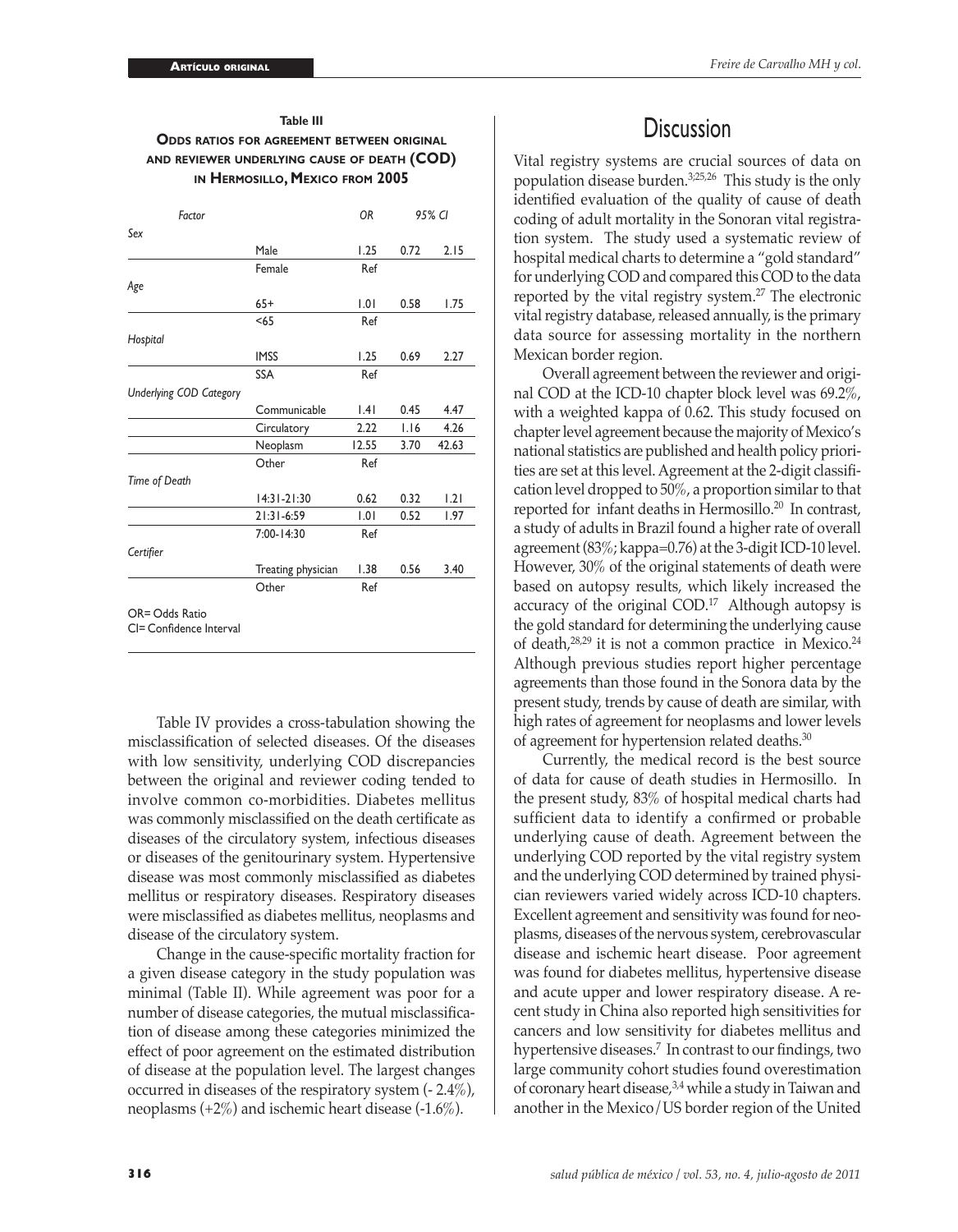**Table III**
**Odds ratios for agreement between original and reviewer underlying cause of death (COD) in Hermosillo, Mexico from 2005**

| *Factor* | | *OR* | *95% CI* | |
|---|---|---|---|---|
| *Sex* | | | | |
| | Male | 1.25 | 0.72 | 2.15 |
| | Female | Ref | | |
| *Age* | | | | |
| | 65+ | 1.01 | 0.58 | 1.75 |
| | <65 | Ref | | |
| *Hospital* | | | | |
| | IMSS | 1.25 | 0.69 | 2.27 |
| | SSA | Ref | | |
| *Underlying COD Category* | | | | |
| | Communicable | 1.41 | 0.45 | 4.47 |
| | Circulatory | 2.22 | 1.16 | 4.26 |
| | Neoplasm | 12.55 | 3.70 | 42.63 |
| | Other | Ref | | |
| *Time of Death* | | | | |
| | 14:31-21:30 | 0.62 | 0.32 | 1.21 |
| | 21:31-6:59 | 1.01 | 0.52 | 1.97 |
| | 7:00-14:30 | Ref | | |
| *Certifier* | | | | |
| | Treating physician | 1.38 | 0.56 | 3.40 |
| | Other | Ref | | |

OR= Odds Ratio
CI= Confidence Interval

Table IV provides a cross-tabulation showing the misclassification of selected diseases. Of the diseases with low sensitivity, underlying COD discrepancies between the original and reviewer coding tended to involve common co-morbidities. Diabetes mellitus was commonly misclassified on the death certificate as diseases of the circulatory system, infectious diseases or diseases of the genitourinary system. Hypertensive disease was most commonly misclassified as diabetes mellitus or respiratory diseases. Respiratory diseases were misclassified as diabetes mellitus, neoplasms and disease of the circulatory system.

Change in the cause-specific mortality fraction for a given disease category in the study population was minimal (Table II). While agreement was poor for a number of disease categories, the mutual misclassification of disease among these categories minimized the effect of poor agreement on the estimated distribution of disease at the population level. The largest changes occurred in diseases of the respiratory system (- 2.4%), neoplasms (+2%) and ischemic heart disease (-1.6%).

# Discussion

Vital registry systems are crucial sources of data on population disease burden.[3,25,26] This study is the only identified evaluation of the quality of cause of death coding of adult mortality in the Sonoran vital registration system. The study used a systematic review of hospital medical charts to determine a "gold standard" for underlying COD and compared this COD to the data reported by the vital registry system.[27] The electronic vital registry database, released annually, is the primary data source for assessing mortality in the northern Mexican border region.

Overall agreement between the reviewer and original COD at the ICD-10 chapter block level was 69.2%, with a weighted kappa of 0.62. This study focused on chapter level agreement because the majority of Mexico's national statistics are published and health policy priorities are set at this level. Agreement at the 2-digit classification level dropped to 50%, a proportion similar to that reported for infant deaths in Hermosillo.[20] In contrast, a study of adults in Brazil found a higher rate of overall agreement (83%; kappa=0.76) at the 3-digit ICD-10 level. However, 30% of the original statements of death were based on autopsy results, which likely increased the accuracy of the original COD.[17] Although autopsy is the gold standard for determining the underlying cause of death,[28,29] it is not a common practice in Mexico.[24] Although previous studies report higher percentage agreements than those found in the Sonora data by the present study, trends by cause of death are similar, with high rates of agreement for neoplasms and lower levels of agreement for hypertension related deaths.[30]

Currently, the medical record is the best source of data for cause of death studies in Hermosillo. In the present study, 83% of hospital medical charts had sufficient data to identify a confirmed or probable underlying cause of death. Agreement between the underlying COD reported by the vital registry system and the underlying COD determined by trained physician reviewers varied widely across ICD-10 chapters. Excellent agreement and sensitivity was found for neoplasms, diseases of the nervous system, cerebrovascular disease and ischemic heart disease. Poor agreement was found for diabetes mellitus, hypertensive disease and acute upper and lower respiratory disease. A recent study in China also reported high sensitivities for cancers and low sensitivity for diabetes mellitus and hypertensive diseases.[7] In contrast to our findings, two large community cohort studies found overestimation of coronary heart disease,[3,4] while a study in Taiwan and another in the Mexico/US border region of the United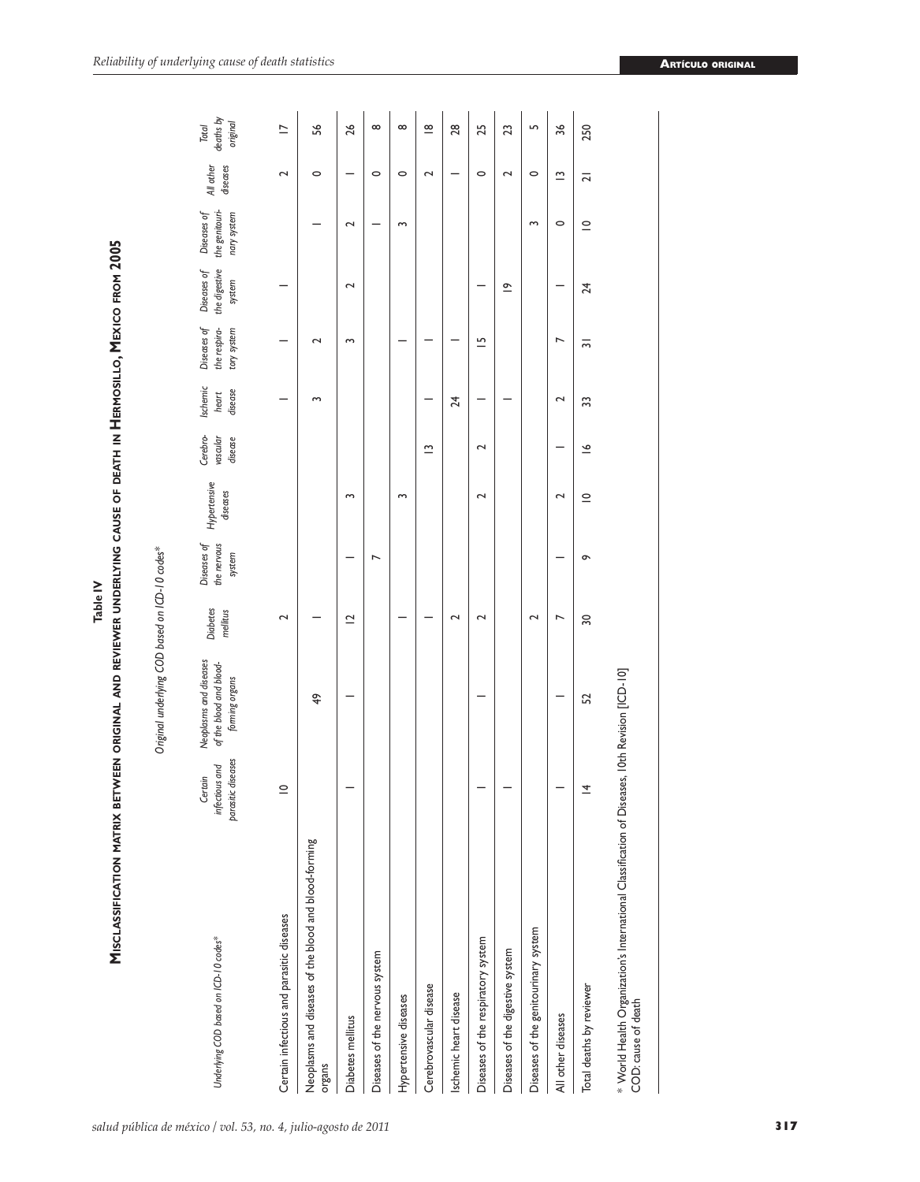**Table IV**

**Misclassification matrix between original and reviewer underlying cause of death in Hermosillo, Mexico from 2005**

| Underlying COD based on ICD-10 codes* | Original underlying COD based on ICD-10 codes* | | | | | | | | | | | |
|---|---|---|---|---|---|---|---|---|---|---|---|---|
| | *Certain infectious and parasitic diseases* | *Neoplasms and diseases of the blood and blood-forming organs* | *Diabetes mellitus* | *Diseases of the nervous system* | *Hypertensive diseases* | *Cerebro-vascular disease* | *Ischemic heart disease* | *Diseases of the respira-tory system* | *Diseases of the digestive system* | *Diseases of the genitouri-nary system* | *All other diseases* | *Total deaths by original* |
| Certain infectious and parasitic diseases | 10 | | 2 | | | | 1 | 1 | 1 | | 2 | 17 |
| Neoplasms and diseases of the blood and blood-forming organs | | 49 | 1 | | | | 3 | 2 | | 1 | 0 | 56 |
| Diabetes mellitus | 1 | 1 | 12 | 1 | 3 | | | 3 | 2 | 2 | 1 | 26 |
| Diseases of the nervous system | | | | 7 | | | | | | 1 | 0 | 8 |
| Hypertensive diseases | | | 1 | | 3 | | | 1 | | 3 | 0 | 8 |
| Cerebrovascular disease | | | 1 | | | 13 | 1 | 1 | | | 2 | 18 |
| Ischemic heart disease | | | 2 | | | | 24 | 1 | | | 1 | 28 |
| Diseases of the respiratory system | 1 | 1 | 2 | | 2 | 2 | 1 | 15 | 1 | | 0 | 25 |
| Diseases of the digestive system | 1 | | | | | | 1 | | 19 | | 2 | 23 |
| Diseases of the genitourinary system | | | 2 | | | | | | | 3 | 0 | 5 |
| All other diseases | 1 | 1 | 7 | 1 | 2 | 1 | 2 | 7 | 1 | 0 | 13 | 36 |
| Total deaths by reviewer | 14 | 52 | 30 | 9 | 10 | 16 | 33 | 31 | 24 | 10 | 21 | 250 |

\* World Health Organization's International Classification of Diseases, 10th Revision [ICD-10]
COD: cause of death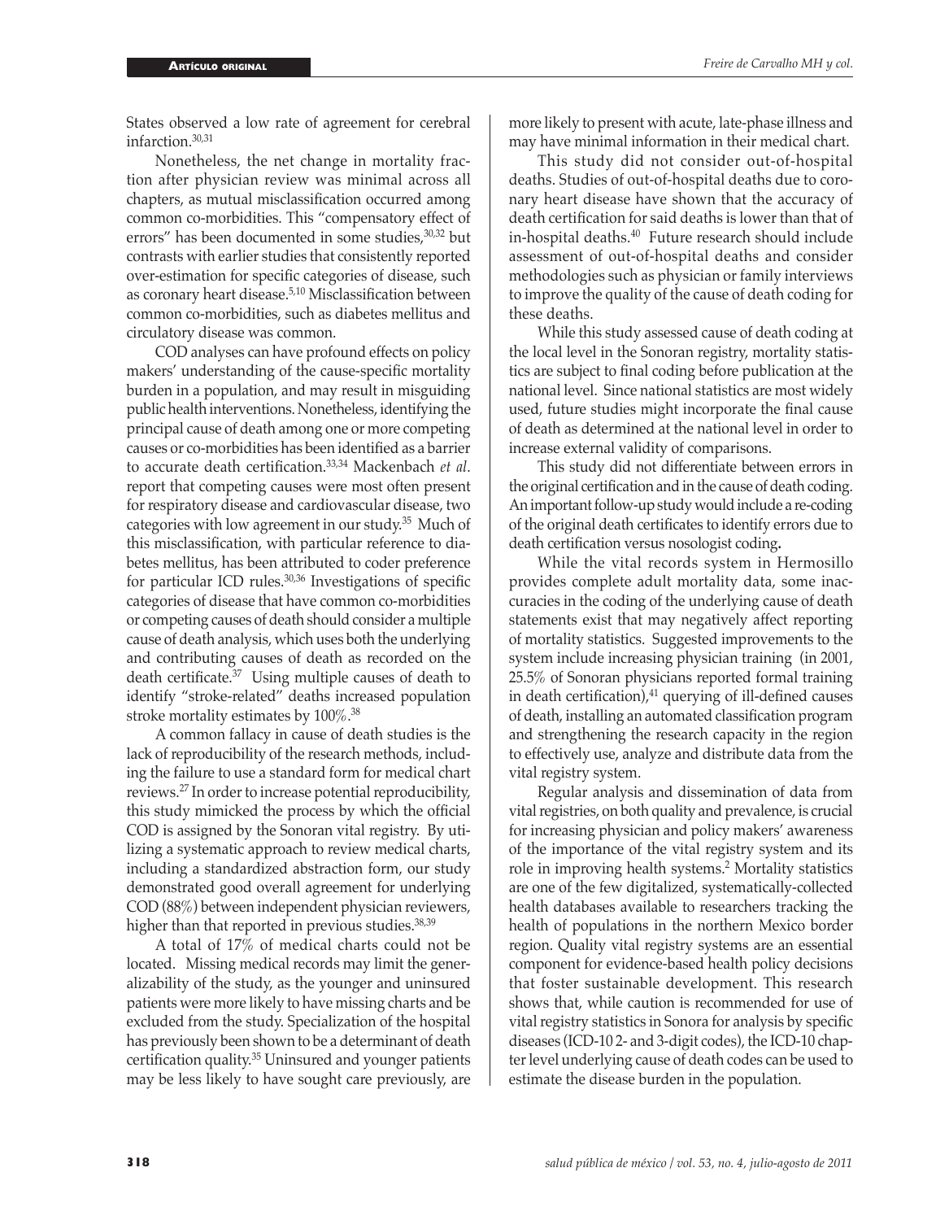States observed a low rate of agreement for cerebral infarction.[30,31]

Nonetheless, the net change in mortality fraction after physician review was minimal across all chapters, as mutual misclassification occurred among common co-morbidities. This "compensatory effect of errors" has been documented in some studies,[30,32] but contrasts with earlier studies that consistently reported over-estimation for specific categories of disease, such as coronary heart disease.[5,10] Misclassification between common co-morbidities, such as diabetes mellitus and circulatory disease was common.

COD analyses can have profound effects on policy makers' understanding of the cause-specific mortality burden in a population, and may result in misguiding public health interventions. Nonetheless, identifying the principal cause of death among one or more competing causes or co-morbidities has been identified as a barrier to accurate death certification.[33,34] Mackenbach *et al*. report that competing causes were most often present for respiratory disease and cardiovascular disease, two categories with low agreement in our study.[35] Much of this misclassification, with particular reference to diabetes mellitus, has been attributed to coder preference for particular ICD rules.[30,36] Investigations of specific categories of disease that have common co-morbidities or competing causes of death should consider a multiple cause of death analysis, which uses both the underlying and contributing causes of death as recorded on the death certificate.[37] Using multiple causes of death to identify "stroke-related" deaths increased population stroke mortality estimates by 100%.[38]

A common fallacy in cause of death studies is the lack of reproducibility of the research methods, including the failure to use a standard form for medical chart reviews.[27] In order to increase potential reproducibility, this study mimicked the process by which the official COD is assigned by the Sonoran vital registry. By utilizing a systematic approach to review medical charts, including a standardized abstraction form, our study demonstrated good overall agreement for underlying COD (88%) between independent physician reviewers, higher than that reported in previous studies.[38,39]

A total of 17% of medical charts could not be located. Missing medical records may limit the generalizability of the study, as the younger and uninsured patients were more likely to have missing charts and be excluded from the study. Specialization of the hospital has previously been shown to be a determinant of death certification quality.[35] Uninsured and younger patients may be less likely to have sought care previously, are more likely to present with acute, late-phase illness and may have minimal information in their medical chart.

This study did not consider out-of-hospital deaths. Studies of out-of-hospital deaths due to coronary heart disease have shown that the accuracy of death certification for said deaths is lower than that of in-hospital deaths.[40] Future research should include assessment of out-of-hospital deaths and consider methodologies such as physician or family interviews to improve the quality of the cause of death coding for these deaths.

While this study assessed cause of death coding at the local level in the Sonoran registry, mortality statistics are subject to final coding before publication at the national level. Since national statistics are most widely used, future studies might incorporate the final cause of death as determined at the national level in order to increase external validity of comparisons.

This study did not differentiate between errors in the original certification and in the cause of death coding. An important follow-up study would include a re-coding of the original death certificates to identify errors due to death certification versus nosologist coding.

While the vital records system in Hermosillo provides complete adult mortality data, some inaccuracies in the coding of the underlying cause of death statements exist that may negatively affect reporting of mortality statistics. Suggested improvements to the system include increasing physician training (in 2001, 25.5% of Sonoran physicians reported formal training in death certification),[41] querying of ill-defined causes of death, installing an automated classification program and strengthening the research capacity in the region to effectively use, analyze and distribute data from the vital registry system.

Regular analysis and dissemination of data from vital registries, on both quality and prevalence, is crucial for increasing physician and policy makers' awareness of the importance of the vital registry system and its role in improving health systems.[2] Mortality statistics are one of the few digitalized, systematically-collected health databases available to researchers tracking the health of populations in the northern Mexico border region. Quality vital registry systems are an essential component for evidence-based health policy decisions that foster sustainable development. This research shows that, while caution is recommended for use of vital registry statistics in Sonora for analysis by specific diseases (ICD-10 2- and 3-digit codes), the ICD-10 chapter level underlying cause of death codes can be used to estimate the disease burden in the population.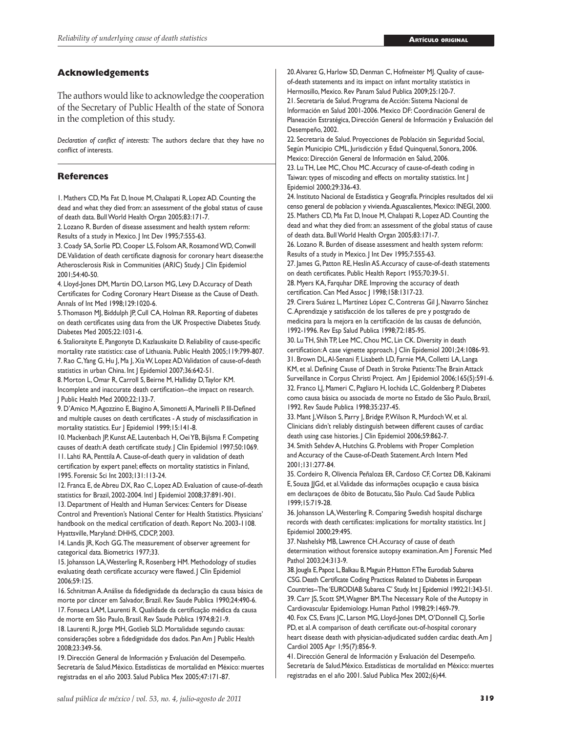## Acknowledgements

The authors would like to acknowledge the cooperation of the Secretary of Public Health of the state of Sonora in the completion of this study.

*Declaration of conflict of interests:* The authors declare that they have no conflict of interests.

## References

1. Mathers CD, Ma Fat D, Inoue M, Chalapati R, Lopez AD. Counting the dead and what they died from: an assessment of the global status of cause of death data. Bull World Health Organ 2005;83:171-7.
2. Lozano R. Burden of disease assessment and health system reform: Results of a study in Mexico. J Int Dev 1995;7:555-63.
3. Coady SA, Sorlie PD, Cooper LS, Folsom AR, Rosamond WD, Conwill DE. Validation of death certificate diagnosis for coronary heart disease:the Atherosclerosis Risk in Communities (ARIC) Study. J Clin Epidemiol 2001;54:40-50.
4. Lloyd-Jones DM, Martin DO, Larson MG, Levy D. Accuracy of Death Certificates for Coding Coronary Heart Disease as the Cause of Death. Annals of Int Med 1998;129:1020-6.
5. Thomason MJ, Biddulph JP, Cull CA, Holman RR. Reporting of diabetes on death certificates using data from the UK Prospective Diabetes Study. Diabetes Med 2005;22:1031-6.
6. Stalioraityte E, Pangonyte D, Kazlauskaite D. Reliability of cause-specific mortality rate statistics: case of Lithuania. Public Health 2005;119:799-807.
7. Rao C, Yang G, Hu J, Ma J, Xia W, Lopez AD. Validation of cause-of-death statistics in urban China. Int J Epidemiol 2007;36:642-51.
8. Morton L, Omar R, Carroll S, Beirne M, Halliday D, Taylor KM. Incomplete and inaccurate death certification--the impact on research. J Public Health Med 2000;22:133-7.
9. D'Amico M, Agozzino E, Biagino A, Simonetti A, Marinelli P. Ill-Defined and multiple causes on death certificates - A study of misclassification in mortality statistics. Eur J Epidemiol 1999;15:141-8.
10. Mackenbach JP, Kunst AE, Lautenbach H, Oei YB, Bijlsma F. Competing causes of death: A death certificate study. J Clin Epidemiol 1997;50:1069.
11. Lahti RA, Penttila A. Cause-of-death query in validation of death certification by expert panel; effects on mortality statistics in Finland, 1995. Forensic Sci Int 2003;131:113-24.
12. Franca E, de Abreu DX, Rao C, Lopez AD. Evaluation of cause-of-death statistics for Brazil, 2002-2004. Intl J Epidemiol 2008;37:891-901.
13. Department of Health and Human Services: Centers for Disease Control and Prevention's National Center for Health Statistics. Physicians' handbook on the medical certification of death. Report No. 2003-1108. Hyattsville, Maryland: DHHS, CDCP, 2003.
14. Landis JR, Koch GG. The measurement of observer agreement for categorical data. Biometrics 1977;33.
15. Johansson LA, Westerling R, Rosenberg HM. Methodology of studies evaluating death certificate accuracy were flawed. J Clin Epidemiol 2006;59:125.
16. Schnitman A. Análise da fidedignidade da declaração da causa básica de morte por câncer em Salvador, Brazil. Rev Saude Publica 1990;24:490-6.
17. Fonseca LAM, Laurenti R. Qualidade da certificação médica da causa de morte em São Paulo, Brasil. Rev Saude Publica 1974;8:21-9.
18. Laurenti R, Jorge MH, Gotlieb SLD. Mortalidade segundo causas: considerações sobre a fidedignidade dos dados. Pan Am J Public Health 2008;23:349-56.
19. Dirección General de Información y Evaluación del Desempeño. Secretaría de Salud.México. Estadísticas de mortalidad en México: muertes registradas en el año 2003. Salud Publica Mex 2005;47:171-87.
20. Alvarez G, Harlow SD, Denman C, Hofmeister MJ. Quality of cause-of-death statements and its impact on infant mortality statistics in Hermosillo, Mexico. Rev Panam Salud Publica 2009;25:120-7.
21. Secretaria de Salud. Programa de Acción: Sistema Nacional de Información en Salud 2001-2006. Mexico DF: Coordinación General de Planeación Estratégica, Dirección General de Información y Evaluación del Desempeño, 2002.
22. Secretaria de Salud. Proyecciones de Población sin Seguridad Social, Según Municipio CML, Jurisdicción y Edad Quinquenal, Sonora, 2006. Mexico: Dirección General de Información en Salud, 2006.
23. Lu TH, Lee MC, Chou MC. Accuracy of cause-of-death coding in Taiwan: types of miscoding and effects on mortality statistics. Int J Epidemiol 2000;29:336-43.
24. Instituto Nacional de Estadística y Geografía. Principles resultados del xii censo general de poblacion y vivienda. Aguascalientes, Mexico: INEGI, 2000.
25. Mathers CD, Ma Fat D, Inoue M, Chalapati R, Lopez AD. Counting the dead and what they died from: an assessment of the global status of cause of death data. Bull World Health Organ 2005;83:171-7.
26. Lozano R. Burden of disease assessment and health system reform: Results of a study in Mexico. J Int Dev 1995;7:555-63.
27. James G, Patton RE, Heslin AS. Accuracy of cause-of-death statements on death certificates. Public Health Report 1955;70:39-51.
28. Myers KA, Farquhar DRE. Improving the accuracy of death certification. Can Med Assoc J 1998;158:1317-23.
29. Cirera Suárez L, Martínez López C, Contreras Gil J, Navarro Sánchez C. Aprendizaje y satisfacción de los talleres de pre y postgrado de medicina para la mejora en la certificación de las causas de defunción, 1992-1996. Rev Esp Salud Publica 1998;72:185-95.
30. Lu TH, Shih TP, Lee MC, Chou MC, Lin CK. Diversity in death certification: A case vignette approach. J Clin Epidemiol 2001;24:1086-93.
31. Brown DL, Al-Senani F, Lisabeth LD, Farnie MA, Colletti LA, Langa KM, et al. Defining Cause of Death in Stroke Patients: The Brain Attack Surveillance in Corpus Christi Project. Am J Epidemiol 2006;165(5):591-6.
32. Franco LJ, Mameri C, Pagliaro H, Iochida LC, Goldenberg P. Diabetes como causa básica ou associada de morte no Estado de São Paulo, Brazil, 1992. Rev Saude Publica 1998;35:237-45.
33. Mant J, Wilson S, Parry J, Bridge P, Wilson R, Murdoch W, et al. Clinicians didn't reliably distinguish between different causes of cardiac death using case histories. J Clin Epidemiol 2006;59:862-7.
34. Smith Sehdev A, Hutchins G. Problems with Proper Completion and Accuracy of the Cause-of-Death Statement. Arch Intern Med 2001;131:277-84.
35. Cordeiro R, Olivencia Peñaloza ER, Cardoso CF, Cortez DB, Kakinami E, Souza JJGd, et al. Validade das informações ocupação e causa básica em declaraçoes de ôbito de Botucatu, São Paulo. Cad Saude Publica 1999;15:719-28.
36. Johansson LA, Westerling R. Comparing Swedish hospital discharge records with death certificates: implications for mortality statistics. Int J Epidemiol 2000;29:495.
37. Nashelsky MB, Lawrence CH. Accuracy of cause of death determination without forensice autopsy examination. Am J Forensic Med Pathol 2003;24:313-9.
38. Jougla E, Papoz L, Balkau B, Maguin P, Hatton F. The Eurodiab Subarea CSG. Death Certificate Coding Practices Related to Diabetes in European Countries--The 'EURODIAB Subarea C' Study. Int J Epidemiol 1992;21:343-51.
39. Carr JS, Scott SM, Wagner BM. The Necessary Role of the Autopsy in Cardiovascular Epidemiology. Human Pathol 1998;29:1469-79.
40. Fox CS, Evans JC, Larson MG, Lloyd-Jones DM, O'Donnell CJ, Sorlie PD, et al. A comparison of death certificate out-of-hospital coronary heart disease death with physician-adjudicated sudden cardiac death. Am J Cardiol 2005 Apr 1;95(7):856-9.
41. Dirección General de Información y Evaluación del Desempeño. Secretaría de Salud.México. Estadísticas de mortalidad en México: muertes registradas en el año 2001. Salud Publica Mex 2002;(6)44.